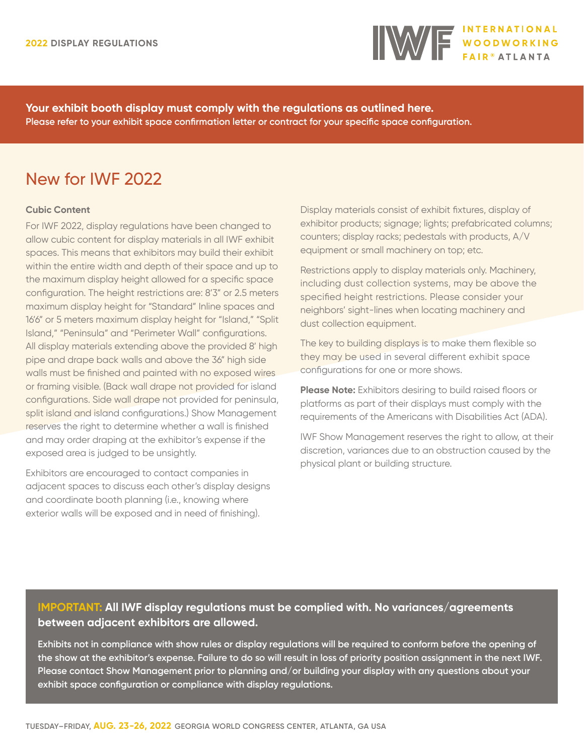**2022 DISPLAY REGULATIONS**

**INTERNATIONAL WOODWORKING FAIR® ATLANTA**

**Your exhibit booth display must comply with the regulations as outlined here.**
**Please refer to your exhibit space confirmation letter or contract for your specific space configuration.**

# New for IWF 2022

**Cubic Content**

For IWF 2022, display regulations have been changed to allow cubic content for display materials in all IWF exhibit spaces. This means that exhibitors may build their exhibit within the entire width and depth of their space and up to the maximum display height allowed for a specific space configuration. The height restrictions are: 8'3" or 2.5 meters maximum display height for "Standard" Inline spaces and 16'6" or 5 meters maximum display height for "Island," "Split Island," "Peninsula" and "Perimeter Wall" configurations. All display materials extending above the provided 8' high pipe and drape back walls and above the 36" high side walls must be finished and painted with no exposed wires or framing visible. (Back wall drape not provided for island configurations. Side wall drape not provided for peninsula, split island and island configurations.) Show Management reserves the right to determine whether a wall is finished and may order draping at the exhibitor's expense if the exposed area is judged to be unsightly.

Exhibitors are encouraged to contact companies in adjacent spaces to discuss each other's display designs and coordinate booth planning (i.e., knowing where exterior walls will be exposed and in need of finishing).

Display materials consist of exhibit fixtures, display of exhibitor products; signage; lights; prefabricated columns; counters; display racks; pedestals with products, A/V equipment or small machinery on top; etc.

Restrictions apply to display materials only. Machinery, including dust collection systems, may be above the specified height restrictions. Please consider your neighbors' sight-lines when locating machinery and dust collection equipment.

The key to building displays is to make them flexible so they may be used in several different exhibit space configurations for one or more shows.

**Please Note:** Exhibitors desiring to build raised floors or platforms as part of their displays must comply with the requirements of the Americans with Disabilities Act (ADA).

IWF Show Management reserves the right to allow, at their discretion, variances due to an obstruction caused by the physical plant or building structure.

**IMPORTANT: All IWF display regulations must be complied with. No variances/agreements between adjacent exhibitors are allowed.**

**Exhibits not in compliance with show rules or display regulations will be required to conform before the opening of the show at the exhibitor's expense. Failure to do so will result in loss of priority position assignment in the next IWF. Please contact Show Management prior to planning and/or building your display with any questions about your exhibit space configuration or compliance with display regulations.**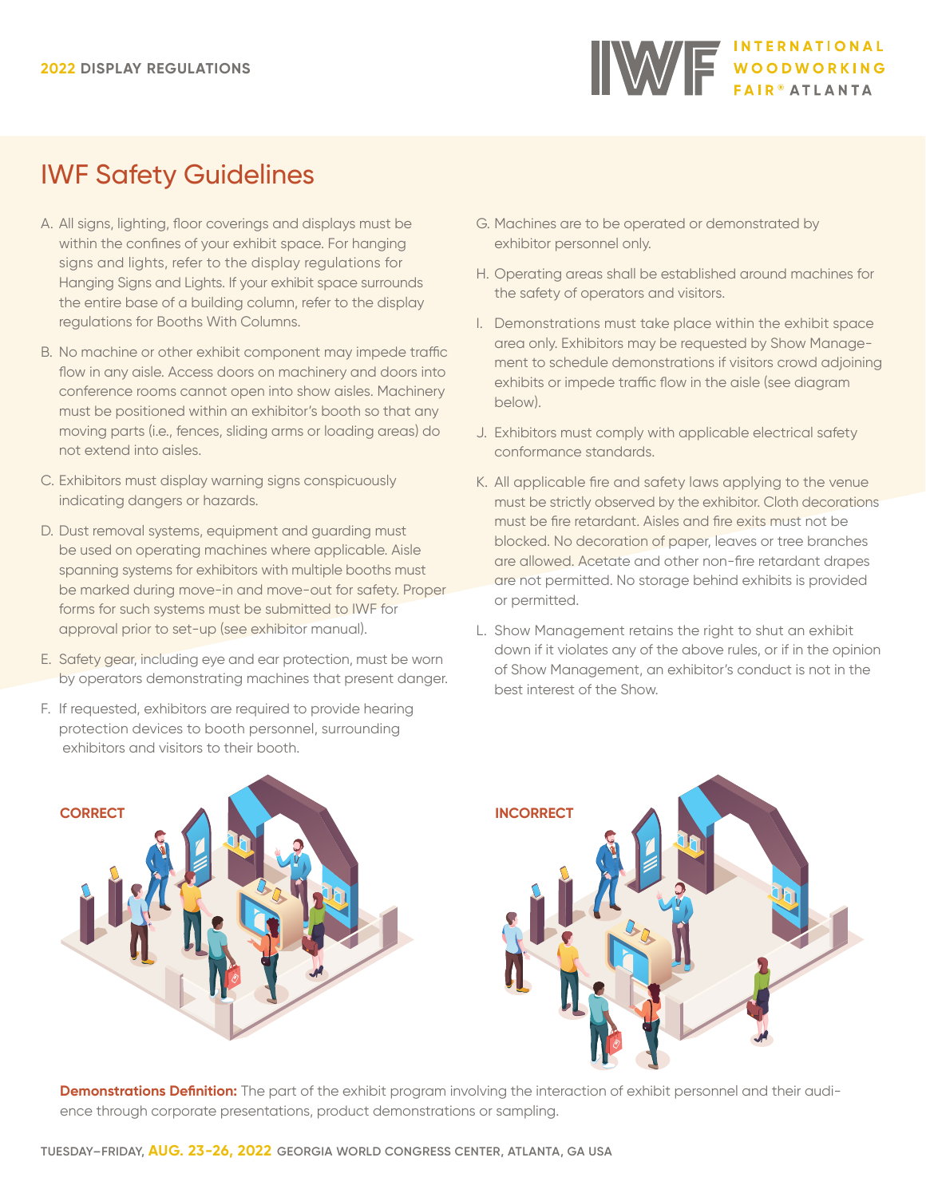# IWF Safety Guidelines

A. All signs, lighting, floor coverings and displays must be within the confines of your exhibit space. For hanging signs and lights, refer to the display regulations for Hanging Signs and Lights. If your exhibit space surrounds the entire base of a building column, refer to the display regulations for Booths With Columns.

B. No machine or other exhibit component may impede traffic flow in any aisle. Access doors on machinery and doors into conference rooms cannot open into show aisles. Machinery must be positioned within an exhibitor's booth so that any moving parts (i.e., fences, sliding arms or loading areas) do not extend into aisles.

C. Exhibitors must display warning signs conspicuously indicating dangers or hazards.

D. Dust removal systems, equipment and guarding must be used on operating machines where applicable. Aisle spanning systems for exhibitors with multiple booths must be marked during move-in and move-out for safety. Proper forms for such systems must be submitted to IWF for approval prior to set-up (see exhibitor manual).

E. Safety gear, including eye and ear protection, must be worn by operators demonstrating machines that present danger.

F. If requested, exhibitors are required to provide hearing protection devices to booth personnel, surrounding exhibitors and visitors to their booth.

G. Machines are to be operated or demonstrated by exhibitor personnel only.

H. Operating areas shall be established around machines for the safety of operators and visitors.

I. Demonstrations must take place within the exhibit space area only. Exhibitors may be requested by Show Management to schedule demonstrations if visitors crowd adjoining exhibits or impede traffic flow in the aisle (see diagram below).

J. Exhibitors must comply with applicable electrical safety conformance standards.

K. All applicable fire and safety laws applying to the venue must be strictly observed by the exhibitor. Cloth decorations must be fire retardant. Aisles and fire exits must not be blocked. No decoration of paper, leaves or tree branches are allowed. Acetate and other non-fire retardant drapes are not permitted. No storage behind exhibits is provided or permitted.

L. Show Management retains the right to shut an exhibit down if it violates any of the above rules, or if in the opinion of Show Management, an exhibitor's conduct is not in the best interest of the Show.

CORRECT

INCORRECT

**Demonstrations Definition:** The part of the exhibit program involving the interaction of exhibit personnel and their audience through corporate presentations, product demonstrations or sampling.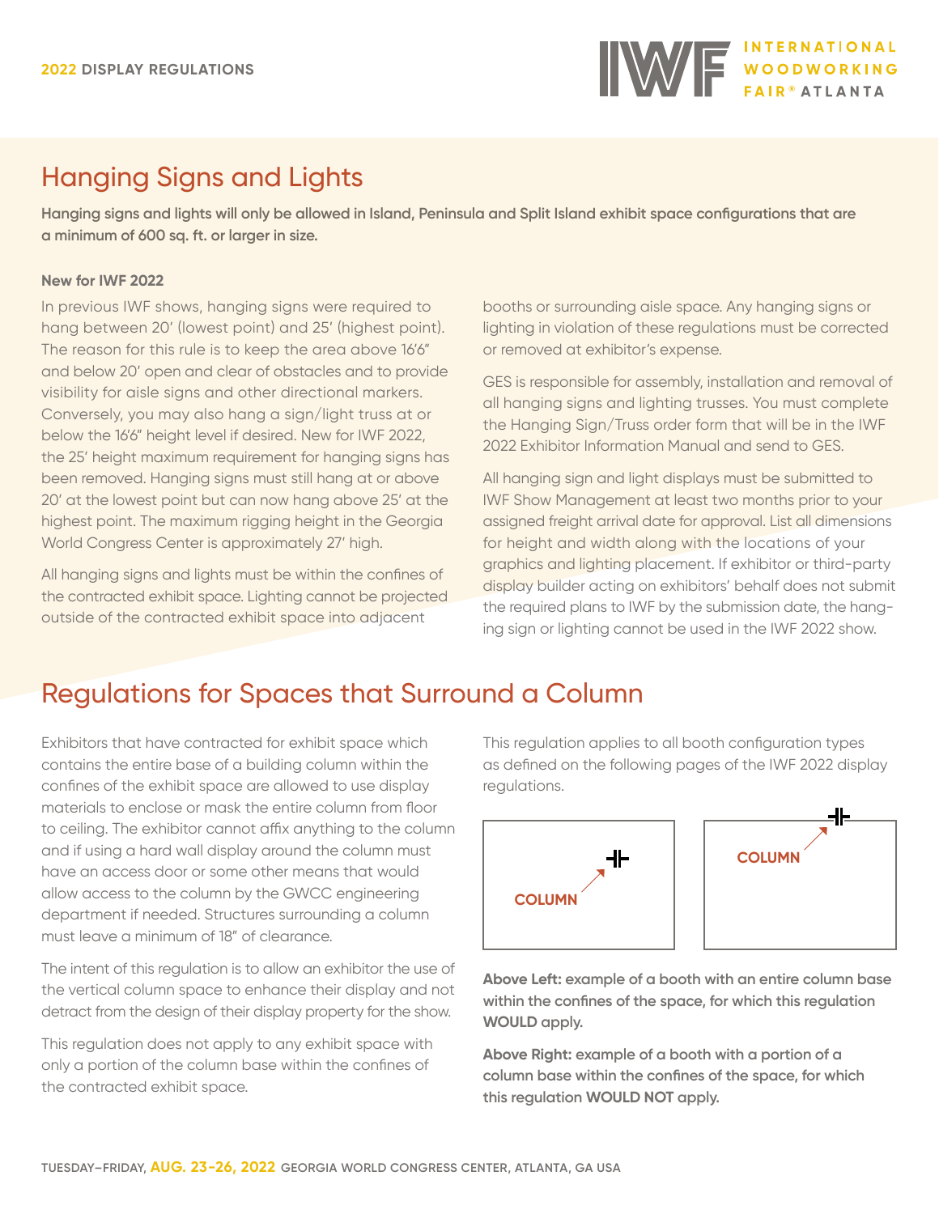## Hanging Signs and Lights

**Hanging signs and lights will only be allowed in Island, Peninsula and Split Island exhibit space configurations that are a minimum of 600 sq. ft. or larger in size.**

**New for IWF 2022**

In previous IWF shows, hanging signs were required to hang between 20' (lowest point) and 25' (highest point). The reason for this rule is to keep the area above 16'6" and below 20' open and clear of obstacles and to provide visibility for aisle signs and other directional markers. Conversely, you may also hang a sign/light truss at or below the 16'6" height level if desired. New for IWF 2022, the 25' height maximum requirement for hanging signs has been removed. Hanging signs must still hang at or above 20' at the lowest point but can now hang above 25' at the highest point. The maximum rigging height in the Georgia World Congress Center is approximately 27' high.

All hanging signs and lights must be within the confines of the contracted exhibit space. Lighting cannot be projected outside of the contracted exhibit space into adjacent booths or surrounding aisle space. Any hanging signs or lighting in violation of these regulations must be corrected or removed at exhibitor's expense.

GES is responsible for assembly, installation and removal of all hanging signs and lighting trusses. You must complete the Hanging Sign/Truss order form that will be in the IWF 2022 Exhibitor Information Manual and send to GES.

All hanging sign and light displays must be submitted to IWF Show Management at least two months prior to your assigned freight arrival date for approval. List all dimensions for height and width along with the locations of your graphics and lighting placement. If exhibitor or third-party display builder acting on exhibitors' behalf does not submit the required plans to IWF by the submission date, the hanging sign or lighting cannot be used in the IWF 2022 show.

## Regulations for Spaces that Surround a Column

Exhibitors that have contracted for exhibit space which contains the entire base of a building column within the confines of the exhibit space are allowed to use display materials to enclose or mask the entire column from floor to ceiling. The exhibitor cannot affix anything to the column and if using a hard wall display around the column must have an access door or some other means that would allow access to the column by the GWCC engineering department if needed. Structures surrounding a column must leave a minimum of 18" of clearance.

The intent of this regulation is to allow an exhibitor the use of the vertical column space to enhance their display and not detract from the design of their display property for the show.

This regulation does not apply to any exhibit space with only a portion of the column base within the confines of the contracted exhibit space.

This regulation applies to all booth configuration types as defined on the following pages of the IWF 2022 display regulations.

COLUMN

COLUMN

**Above Left: example of a booth with an entire column base within the confines of the space, for which this regulation WOULD apply.**

**Above Right: example of a booth with a portion of a column base within the confines of the space, for which this regulation WOULD NOT apply.**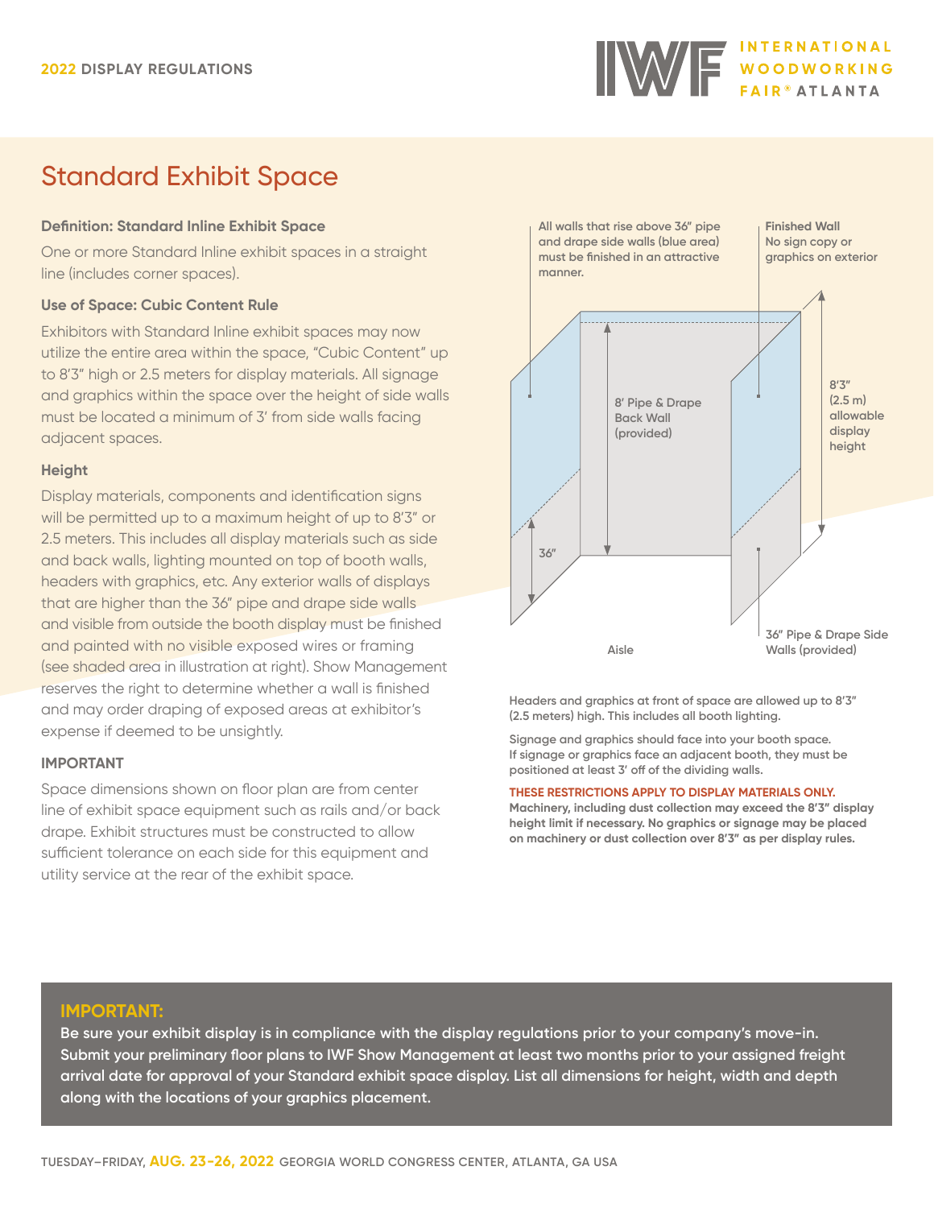# Standard Exhibit Space

### Definition: Standard Inline Exhibit Space

One or more Standard Inline exhibit spaces in a straight line (includes corner spaces).

### Use of Space: Cubic Content Rule

Exhibitors with Standard Inline exhibit spaces may now utilize the entire area within the space, "Cubic Content" up to 8'3" high or 2.5 meters for display materials. All signage and graphics within the space over the height of side walls must be located a minimum of 3' from side walls facing adjacent spaces.

### Height

Display materials, components and identification signs will be permitted up to a maximum height of up to 8'3" or 2.5 meters. This includes all display materials such as side and back walls, lighting mounted on top of booth walls, headers with graphics, etc. Any exterior walls of displays that are higher than the 36" pipe and drape side walls and visible from outside the booth display must be finished and painted with no visible exposed wires or framing (see shaded area in illustration at right). Show Management reserves the right to determine whether a wall is finished and may order draping of exposed areas at exhibitor's expense if deemed to be unsightly.

### IMPORTANT

Space dimensions shown on floor plan are from center line of exhibit space equipment such as rails and/or back drape. Exhibit structures must be constructed to allow sufficient tolerance on each side for this equipment and utility service at the rear of the exhibit space.

All walls that rise above 36" pipe and drape side walls (blue area) must be finished in an attractive manner.

Finished Wall
No sign copy or graphics on exterior

8' Pipe & Drape Back Wall (provided)

8'3" (2.5 m) allowable display height

36"

36" Pipe & Drape Side Walls (provided)

Aisle

Headers and graphics at front of space are allowed up to 8'3" (2.5 meters) high. This includes all booth lighting.

Signage and graphics should face into your booth space. If signage or graphics face an adjacent booth, they must be positioned at least 3' off of the dividing walls.

**THESE RESTRICTIONS APPLY TO DISPLAY MATERIALS ONLY.**
**Machinery, including dust collection may exceed the 8'3" display height limit if necessary. No graphics or signage may be placed on machinery or dust collection over 8'3" as per display rules.**

## IMPORTANT:

**Be sure your exhibit display is in compliance with the display regulations prior to your company's move-in. Submit your preliminary floor plans to IWF Show Management at least two months prior to your assigned freight arrival date for approval of your Standard exhibit space display. List all dimensions for height, width and depth along with the locations of your graphics placement.**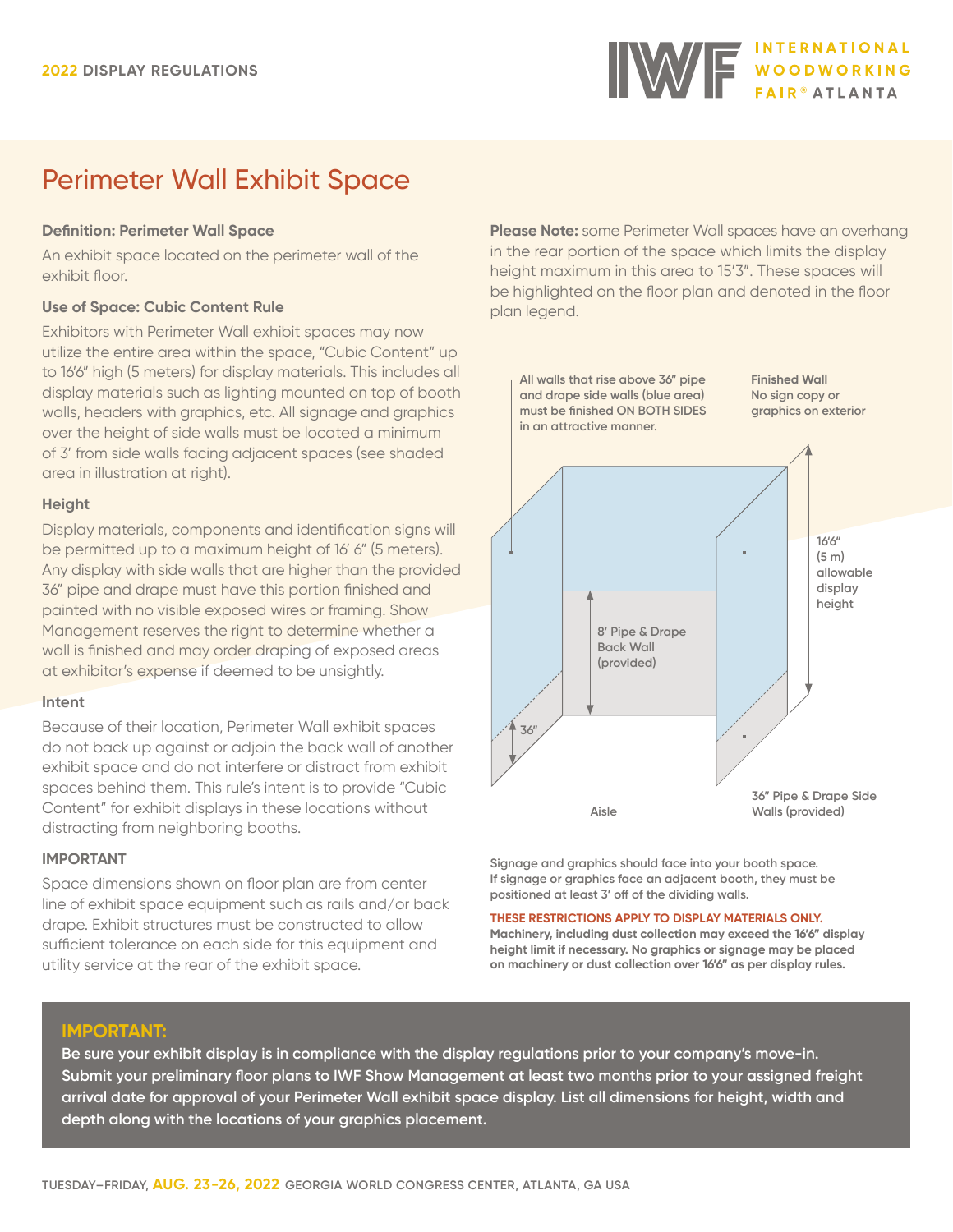2022 DISPLAY REGULATIONS

# Perimeter Wall Exhibit Space

**Definition: Perimeter Wall Space**

An exhibit space located on the perimeter wall of the exhibit floor.

**Use of Space: Cubic Content Rule**

Exhibitors with Perimeter Wall exhibit spaces may now utilize the entire area within the space, "Cubic Content" up to 16'6" high (5 meters) for display materials. This includes all display materials such as lighting mounted on top of booth walls, headers with graphics, etc. All signage and graphics over the height of side walls must be located a minimum of 3' from side walls facing adjacent spaces (see shaded area in illustration at right).

**Height**

Display materials, components and identification signs will be permitted up to a maximum height of 16' 6" (5 meters). Any display with side walls that are higher than the provided 36" pipe and drape must have this portion finished and painted with no visible exposed wires or framing. Show Management reserves the right to determine whether a wall is finished and may order draping of exposed areas at exhibitor's expense if deemed to be unsightly.

**Intent**

Because of their location, Perimeter Wall exhibit spaces do not back up against or adjoin the back wall of another exhibit space and do not interfere or distract from exhibit spaces behind them. This rule's intent is to provide "Cubic Content" for exhibit displays in these locations without distracting from neighboring booths.

**IMPORTANT**

Space dimensions shown on floor plan are from center line of exhibit space equipment such as rails and/or back drape. Exhibit structures must be constructed to allow sufficient tolerance on each side for this equipment and utility service at the rear of the exhibit space.

**Please Note:** some Perimeter Wall spaces have an overhang in the rear portion of the space which limits the display height maximum in this area to 15'3". These spaces will be highlighted on the floor plan and denoted in the floor plan legend.

**All walls that rise above 36" pipe and drape side walls (blue area) must be finished ON BOTH SIDES in an attractive manner.**

**Finished Wall**
**No sign copy or graphics on exterior**

16'6" (5 m) allowable display height

8' Pipe & Drape Back Wall (provided)

36"

Aisle

36" Pipe & Drape Side Walls (provided)

**Signage and graphics should face into your booth space. If signage or graphics face an adjacent booth, they must be positioned at least 3' off of the dividing walls.**

**THESE RESTRICTIONS APPLY TO DISPLAY MATERIALS ONLY.**
**Machinery, including dust collection may exceed the 16'6" display height limit if necessary. No graphics or signage may be placed on machinery or dust collection over 16'6" as per display rules.**

## IMPORTANT:

**Be sure your exhibit display is in compliance with the display regulations prior to your company's move-in. Submit your preliminary floor plans to IWF Show Management at least two months prior to your assigned freight arrival date for approval of your Perimeter Wall exhibit space display. List all dimensions for height, width and depth along with the locations of your graphics placement.**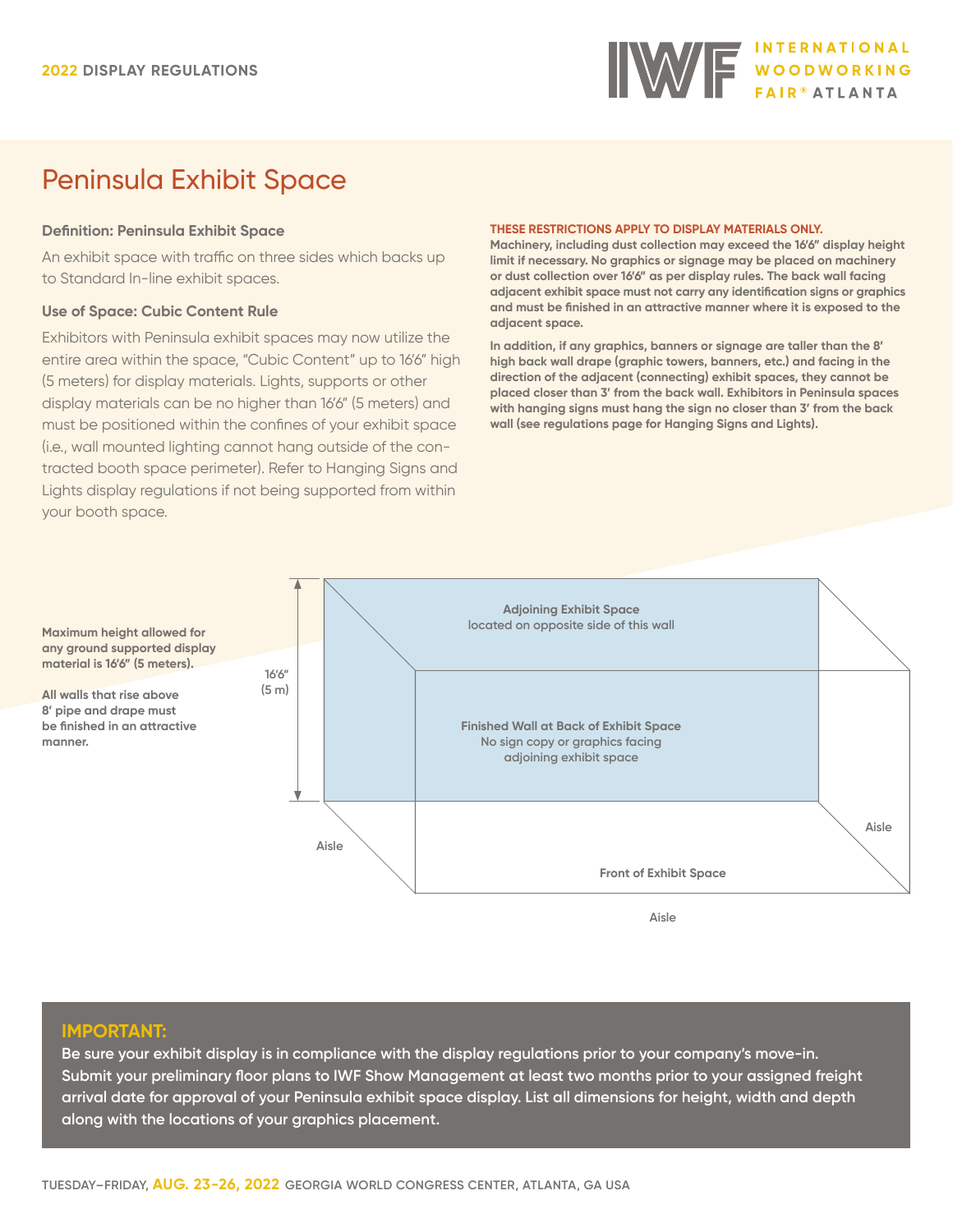**2022 DISPLAY REGULATIONS**

INTERNATIONAL WOODWORKING FAIR® ATLANTA

# Peninsula Exhibit Space

### Definition: Peninsula Exhibit Space

An exhibit space with traffic on three sides which backs up to Standard In-line exhibit spaces.

### Use of Space: Cubic Content Rule

Exhibitors with Peninsula exhibit spaces may now utilize the entire area within the space, "Cubic Content" up to 16'6" high (5 meters) for display materials. Lights, supports or other display materials can be no higher than 16'6" (5 meters) and must be positioned within the confines of your exhibit space (i.e., wall mounted lighting cannot hang outside of the contracted booth space perimeter). Refer to Hanging Signs and Lights display regulations if not being supported from within your booth space.

**THESE RESTRICTIONS APPLY TO DISPLAY MATERIALS ONLY.**
**Machinery, including dust collection may exceed the 16'6" display height limit if necessary. No graphics or signage may be placed on machinery or dust collection over 16'6" as per display rules. The back wall facing adjacent exhibit space must not carry any identification signs or graphics and must be finished in an attractive manner where it is exposed to the adjacent space.**

**In addition, if any graphics, banners or signage are taller than the 8' high back wall drape (graphic towers, banners, etc.) and facing in the direction of the adjacent (connecting) exhibit spaces, they cannot be placed closer than 3' from the back wall. Exhibitors in Peninsula spaces with hanging signs must hang the sign no closer than 3' from the back wall (see regulations page for Hanging Signs and Lights).**

**Maximum height allowed for any ground supported display material is 16'6" (5 meters).**

**All walls that rise above 8' pipe and drape must be finished in an attractive manner.**

16'6" (5 m)

**Adjoining Exhibit Space**
located on opposite side of this wall

**Finished Wall at Back of Exhibit Space**
No sign copy or graphics facing adjoining exhibit space

Aisle

Aisle

**Front of Exhibit Space**

Aisle

**IMPORTANT:**
**Be sure your exhibit display is in compliance with the display regulations prior to your company's move-in. Submit your preliminary floor plans to IWF Show Management at least two months prior to your assigned freight arrival date for approval of your Peninsula exhibit space display. List all dimensions for height, width and depth along with the locations of your graphics placement.**

TUESDAY–FRIDAY, **AUG. 23-26, 2022** GEORGIA WORLD CONGRESS CENTER, ATLANTA, GA USA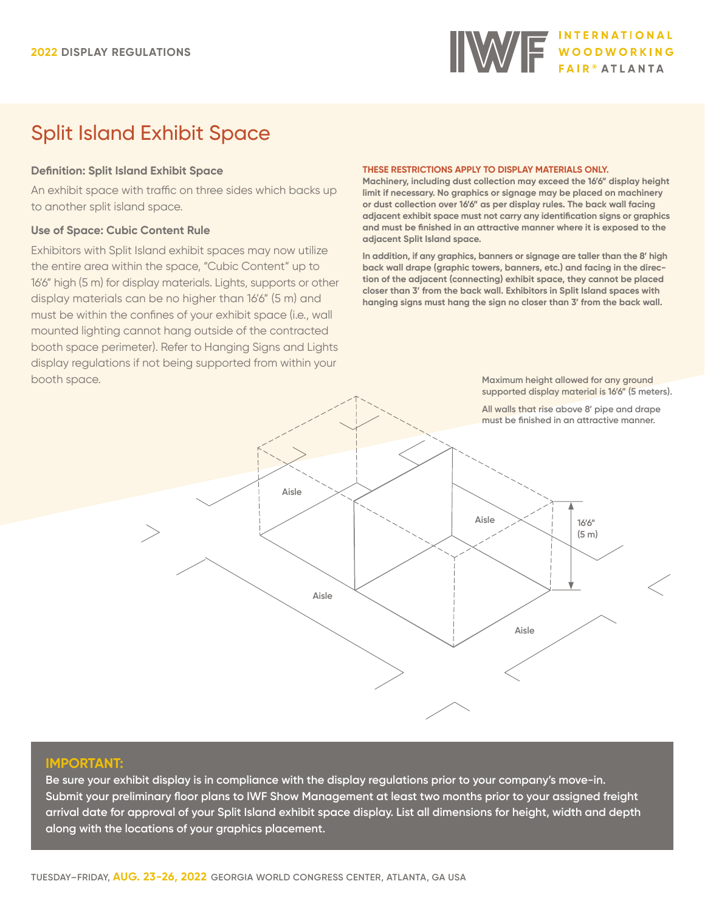**2022** DISPLAY REGULATIONS

# Split Island Exhibit Space

### Definition: Split Island Exhibit Space

An exhibit space with traffic on three sides which backs up to another split island space.

### Use of Space: Cubic Content Rule

Exhibitors with Split Island exhibit spaces may now utilize the entire area within the space, "Cubic Content" up to 16'6" high (5 m) for display materials. Lights, supports or other display materials can be no higher than 16'6" (5 m) and must be within the confines of your exhibit space (i.e., wall mounted lighting cannot hang outside of the contracted booth space perimeter). Refer to Hanging Signs and Lights display regulations if not being supported from within your booth space.

**THESE RESTRICTIONS APPLY TO DISPLAY MATERIALS ONLY.**
**Machinery, including dust collection may exceed the 16'6" display height limit if necessary. No graphics or signage may be placed on machinery or dust collection over 16'6" as per display rules. The back wall facing adjacent exhibit space must not carry any identification signs or graphics and must be finished in an attractive manner where it is exposed to the adjacent Split Island space.**

**In addition, if any graphics, banners or signage are taller than the 8' high back wall drape (graphic towers, banners, etc.) and facing in the direction of the adjacent (connecting) exhibit space, they cannot be placed closer than 3' from the back wall. Exhibitors in Split Island spaces with hanging signs must hang the sign no closer than 3' from the back wall.**

Maximum height allowed for any ground supported display material is 16'6" (5 meters).

All walls that rise above 8' pipe and drape must be finished in an attractive manner.

Aisle

Aisle

Aisle

Aisle

16'6" (5 m)

**IMPORTANT:**
Be sure your exhibit display is in compliance with the display regulations prior to your company's move-in. Submit your preliminary floor plans to IWF Show Management at least two months prior to your assigned freight arrival date for approval of your Split Island exhibit space display. List all dimensions for height, width and depth along with the locations of your graphics placement.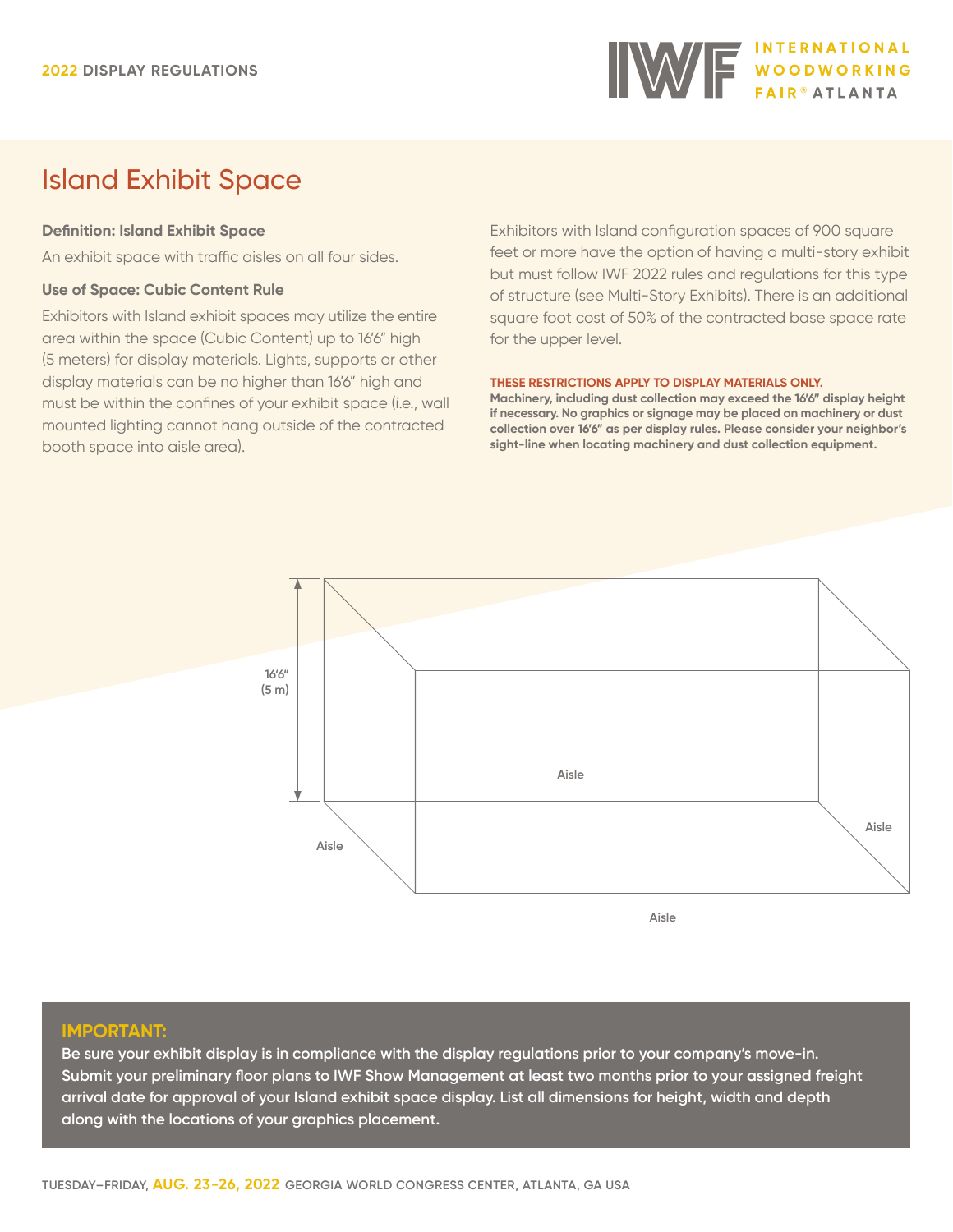# Island Exhibit Space

**Definition: Island Exhibit Space**

An exhibit space with traffic aisles on all four sides.

**Use of Space: Cubic Content Rule**

Exhibitors with Island exhibit spaces may utilize the entire area within the space (Cubic Content) up to 16'6" high (5 meters) for display materials. Lights, supports or other display materials can be no higher than 16'6" high and must be within the confines of your exhibit space (i.e., wall mounted lighting cannot hang outside of the contracted booth space into aisle area).

Exhibitors with Island configuration spaces of 900 square feet or more have the option of having a multi-story exhibit but must follow IWF 2022 rules and regulations for this type of structure (see Multi-Story Exhibits). There is an additional square foot cost of 50% of the contracted base space rate for the upper level.

**THESE RESTRICTIONS APPLY TO DISPLAY MATERIALS ONLY.**

**Machinery, including dust collection may exceed the 16'6" display height if necessary. No graphics or signage may be placed on machinery or dust collection over 16'6" as per display rules. Please consider your neighbor's sight-line when locating machinery and dust collection equipment.**

16'6" (5 m)

Aisle

Aisle

Aisle

Aisle

**IMPORTANT:**

**Be sure your exhibit display is in compliance with the display regulations prior to your company's move-in. Submit your preliminary floor plans to IWF Show Management at least two months prior to your assigned freight arrival date for approval of your Island exhibit space display. List all dimensions for height, width and depth along with the locations of your graphics placement.**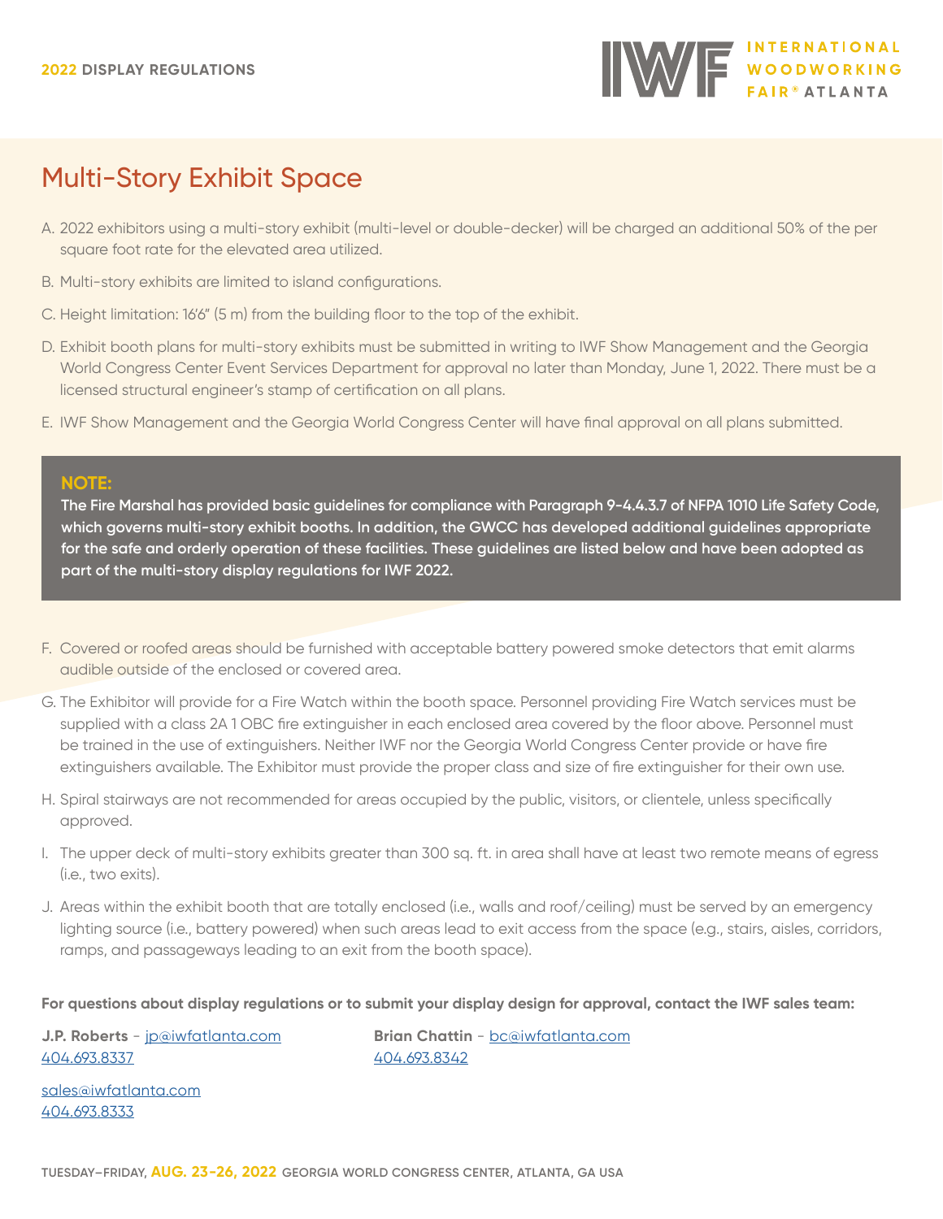## Multi-Story Exhibit Space

A. 2022 exhibitors using a multi-story exhibit (multi-level or double-decker) will be charged an additional 50% of the per square foot rate for the elevated area utilized.

B. Multi-story exhibits are limited to island configurations.

C. Height limitation: 16'6" (5 m) from the building floor to the top of the exhibit.

D. Exhibit booth plans for multi-story exhibits must be submitted in writing to IWF Show Management and the Georgia World Congress Center Event Services Department for approval no later than Monday, June 1, 2022. There must be a licensed structural engineer's stamp of certification on all plans.

E. IWF Show Management and the Georgia World Congress Center will have final approval on all plans submitted.

**NOTE:**
**The Fire Marshal has provided basic guidelines for compliance with Paragraph 9-4.4.3.7 of NFPA 1010 Life Safety Code, which governs multi-story exhibit booths. In addition, the GWCC has developed additional guidelines appropriate for the safe and orderly operation of these facilities. These guidelines are listed below and have been adopted as part of the multi-story display regulations for IWF 2022.**

F. Covered or roofed areas should be furnished with acceptable battery powered smoke detectors that emit alarms audible outside of the enclosed or covered area.

G. The Exhibitor will provide for a Fire Watch within the booth space. Personnel providing Fire Watch services must be supplied with a class 2A 1 OBC fire extinguisher in each enclosed area covered by the floor above. Personnel must be trained in the use of extinguishers. Neither IWF nor the Georgia World Congress Center provide or have fire extinguishers available. The Exhibitor must provide the proper class and size of fire extinguisher for their own use.

H. Spiral stairways are not recommended for areas occupied by the public, visitors, or clientele, unless specifically approved.

I. The upper deck of multi-story exhibits greater than 300 sq. ft. in area shall have at least two remote means of egress (i.e., two exits).

J. Areas within the exhibit booth that are totally enclosed (i.e., walls and roof/ceiling) must be served by an emergency lighting source (i.e., battery powered) when such areas lead to exit access from the space (e.g., stairs, aisles, corridors, ramps, and passageways leading to an exit from the booth space).

**For questions about display regulations or to submit your display design for approval, contact the IWF sales team:**

**J.P. Roberts** - jp@iwfatlanta.com
404.693.8337

**Brian Chattin** - bc@iwfatlanta.com
404.693.8342

sales@iwfatlanta.com
404.693.8333